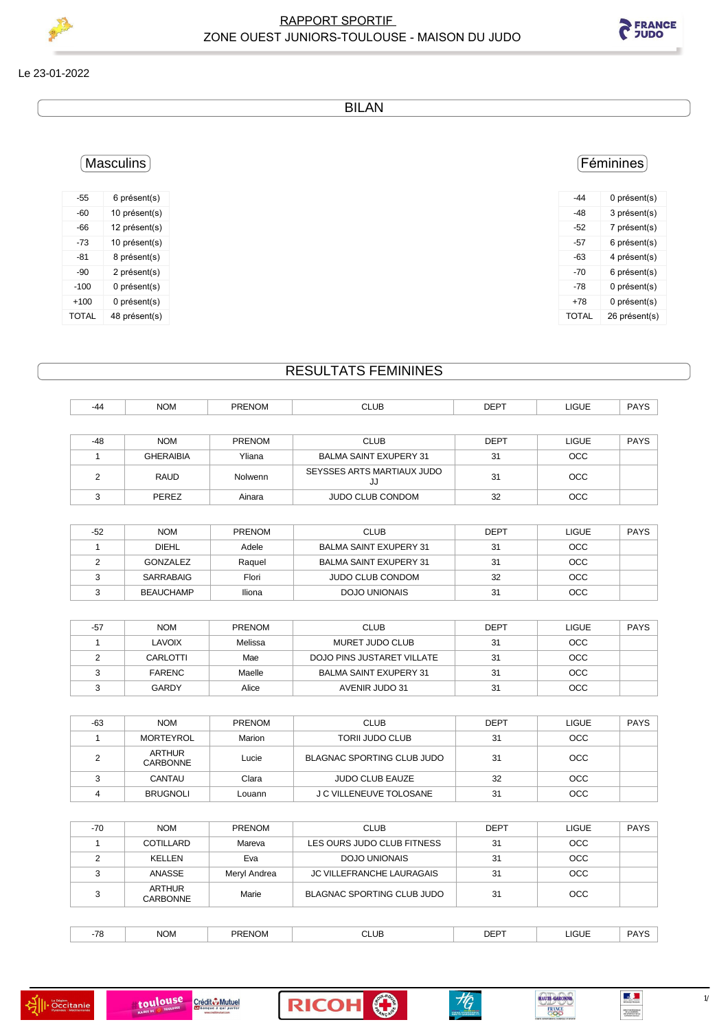# RAPPORT SPORTIF
## ZONE OUEST JUNIORS-TOULOUSE - MAISON DU JUDO

Le 23-01-2022

## BILAN

### Masculins

| | |
|---|---|
| -55 | 6 présent(s) |
| -60 | 10 présent(s) |
| -66 | 12 présent(s) |
| -73 | 10 présent(s) |
| -81 | 8 présent(s) |
| -90 | 2 présent(s) |
| -100 | 0 présent(s) |
| +100 | 0 présent(s) |
| TOTAL | 48 présent(s) |

### Féminines

| | |
|---|---|
| -44 | 0 présent(s) |
| -48 | 3 présent(s) |
| -52 | 7 présent(s) |
| -57 | 6 présent(s) |
| -63 | 4 présent(s) |
| -70 | 6 présent(s) |
| -78 | 0 présent(s) |
| +78 | 0 présent(s) |
| TOTAL | 26 présent(s) |

## RESULTATS FEMININES

| -44 | NOM | PRENOM | CLUB | DEPT | LIGUE | PAYS |
|---|---|---|---|---|---|---|

| -48 | NOM | PRENOM | CLUB | DEPT | LIGUE | PAYS |
|---|---|---|---|---|---|---|
| 1 | GHERAIBIA | Yliana | BALMA SAINT EXUPERY 31 | 31 | OCC | |
| 2 | RAUD | Nolwenn | SEYSSES ARTS MARTIAUX JUDO JJ | 31 | OCC | |
| 3 | PEREZ | Ainara | JUDO CLUB CONDOM | 32 | OCC | |

| -52 | NOM | PRENOM | CLUB | DEPT | LIGUE | PAYS |
|---|---|---|---|---|---|---|
| 1 | DIEHL | Adele | BALMA SAINT EXUPERY 31 | 31 | OCC | |
| 2 | GONZALEZ | Raquel | BALMA SAINT EXUPERY 31 | 31 | OCC | |
| 3 | SARRABAIG | Flori | JUDO CLUB CONDOM | 32 | OCC | |
| 3 | BEAUCHAMP | Iliona | DOJO UNIONAIS | 31 | OCC | |

| -57 | NOM | PRENOM | CLUB | DEPT | LIGUE | PAYS |
|---|---|---|---|---|---|---|
| 1 | LAVOIX | Melissa | MURET JUDO CLUB | 31 | OCC | |
| 2 | CARLOTTI | Mae | DOJO PINS JUSTARET VILLATE | 31 | OCC | |
| 3 | FARENC | Maelle | BALMA SAINT EXUPERY 31 | 31 | OCC | |
| 3 | GARDY | Alice | AVENIR JUDO 31 | 31 | OCC | |

| -63 | NOM | PRENOM | CLUB | DEPT | LIGUE | PAYS |
|---|---|---|---|---|---|---|
| 1 | MORTEYROL | Marion | TORII JUDO CLUB | 31 | OCC | |
| 2 | ARTHUR CARBONNE | Lucie | BLAGNAC SPORTING CLUB JUDO | 31 | OCC | |
| 3 | CANTAU | Clara | JUDO CLUB EAUZE | 32 | OCC | |
| 4 | BRUGNOLI | Louann | J C VILLENEUVE TOLOSANE | 31 | OCC | |

| -70 | NOM | PRENOM | CLUB | DEPT | LIGUE | PAYS |
|---|---|---|---|---|---|---|
| 1 | COTILLARD | Mareva | LES OURS JUDO CLUB FITNESS | 31 | OCC | |
| 2 | KELLEN | Eva | DOJO UNIONAIS | 31 | OCC | |
| 3 | ANASSE | Meryl Andrea | JC VILLEFRANCHE LAURAGAIS | 31 | OCC | |
| 3 | ARTHUR CARBONNE | Marie | BLAGNAC SPORTING CLUB JUDO | 31 | OCC | |

| -78 | NOM | PRENOM | CLUB | DEPT | LIGUE | PAYS |
|---|---|---|---|---|---|---|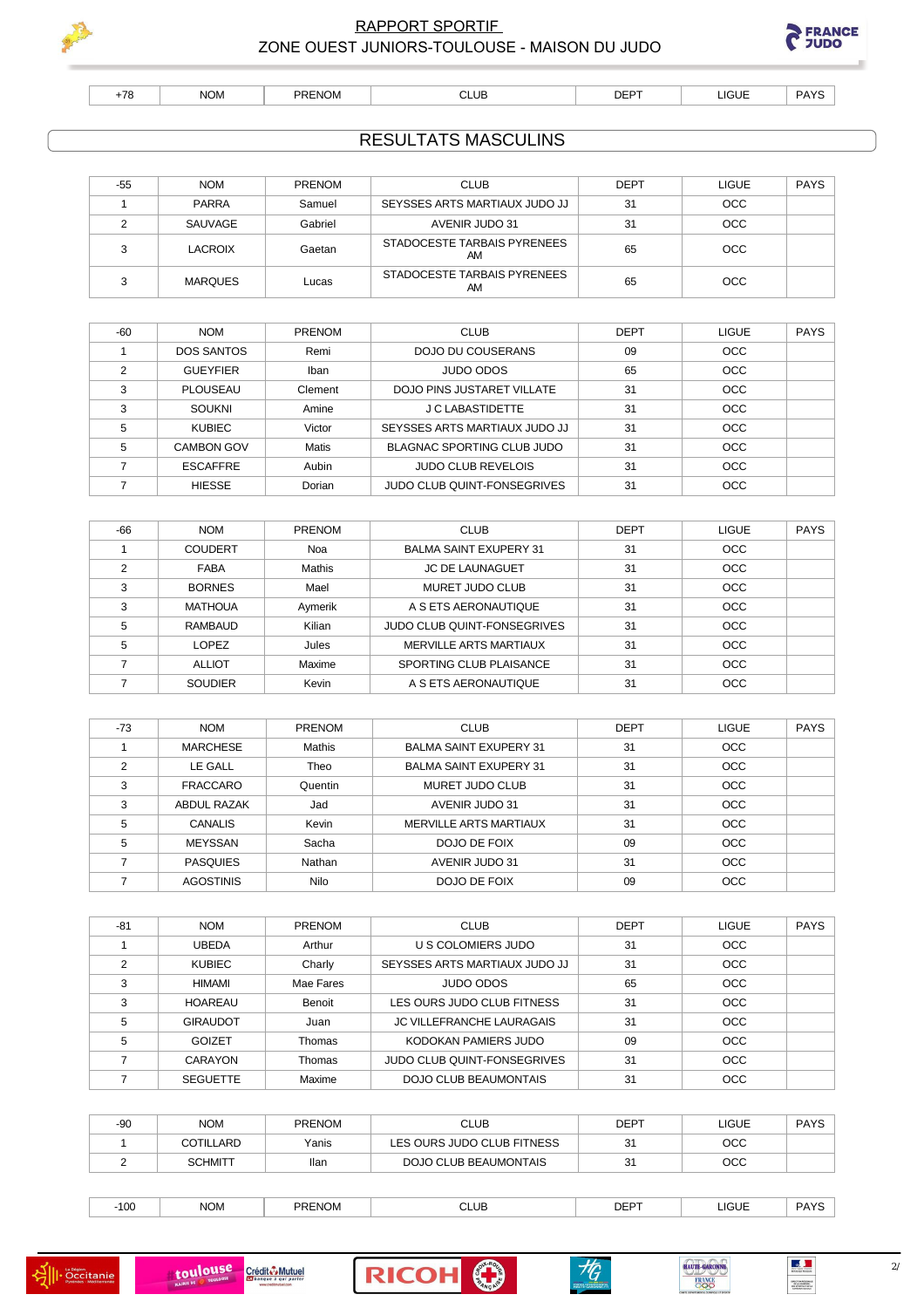# RAPPORT SPORTIF

## ZONE OUEST JUNIORS-TOULOUSE - MAISON DU JUDO

| +78 | NOM | PRENOM | CLUB | DEPT | LIGUE | PAYS |
|---|---|---|---|---|---|---|

## RESULTATS MASCULINS

| -55 | NOM | PRENOM | CLUB | DEPT | LIGUE | PAYS |
|---|---|---|---|---|---|---|
| 1 | PARRA | Samuel | SEYSSES ARTS MARTIAUX JUDO JJ | 31 | OCC | |
| 2 | SAUVAGE | Gabriel | AVENIR JUDO 31 | 31 | OCC | |
| 3 | LACROIX | Gaetan | STADOCESTE TARBAIS PYRENEES AM | 65 | OCC | |
| 3 | MARQUES | Lucas | STADOCESTE TARBAIS PYRENEES AM | 65 | OCC | |

| -60 | NOM | PRENOM | CLUB | DEPT | LIGUE | PAYS |
|---|---|---|---|---|---|---|
| 1 | DOS SANTOS | Remi | DOJO DU COUSERANS | 09 | OCC | |
| 2 | GUEYFIER | Iban | JUDO ODOS | 65 | OCC | |
| 3 | PLOUSEAU | Clement | DOJO PINS JUSTARET VILLATE | 31 | OCC | |
| 3 | SOUKNI | Amine | J C LABASTIDETTE | 31 | OCC | |
| 5 | KUBIEC | Victor | SEYSSES ARTS MARTIAUX JUDO JJ | 31 | OCC | |
| 5 | CAMBON GOV | Matis | BLAGNAC SPORTING CLUB JUDO | 31 | OCC | |
| 7 | ESCAFFRE | Aubin | JUDO CLUB REVELOIS | 31 | OCC | |
| 7 | HIESSE | Dorian | JUDO CLUB QUINT-FONSEGRIVES | 31 | OCC | |

| -66 | NOM | PRENOM | CLUB | DEPT | LIGUE | PAYS |
|---|---|---|---|---|---|---|
| 1 | COUDERT | Noa | BALMA SAINT EXUPERY 31 | 31 | OCC | |
| 2 | FABA | Mathis | JC DE LAUNAGUET | 31 | OCC | |
| 3 | BORNES | Mael | MURET JUDO CLUB | 31 | OCC | |
| 3 | MATHOUA | Aymerik | A S ETS AERONAUTIQUE | 31 | OCC | |
| 5 | RAMBAUD | Kilian | JUDO CLUB QUINT-FONSEGRIVES | 31 | OCC | |
| 5 | LOPEZ | Jules | MERVILLE ARTS MARTIAUX | 31 | OCC | |
| 7 | ALLIOT | Maxime | SPORTING CLUB PLAISANCE | 31 | OCC | |
| 7 | SOUDIER | Kevin | A S ETS AERONAUTIQUE | 31 | OCC | |

| -73 | NOM | PRENOM | CLUB | DEPT | LIGUE | PAYS |
|---|---|---|---|---|---|---|
| 1 | MARCHESE | Mathis | BALMA SAINT EXUPERY 31 | 31 | OCC | |
| 2 | LE GALL | Theo | BALMA SAINT EXUPERY 31 | 31 | OCC | |
| 3 | FRACCARO | Quentin | MURET JUDO CLUB | 31 | OCC | |
| 3 | ABDUL RAZAK | Jad | AVENIR JUDO 31 | 31 | OCC | |
| 5 | CANALIS | Kevin | MERVILLE ARTS MARTIAUX | 31 | OCC | |
| 5 | MEYSSAN | Sacha | DOJO DE FOIX | 09 | OCC | |
| 7 | PASQUIES | Nathan | AVENIR JUDO 31 | 31 | OCC | |
| 7 | AGOSTINIS | Nilo | DOJO DE FOIX | 09 | OCC | |

| -81 | NOM | PRENOM | CLUB | DEPT | LIGUE | PAYS |
|---|---|---|---|---|---|---|
| 1 | UBEDA | Arthur | U S COLOMIERS JUDO | 31 | OCC | |
| 2 | KUBIEC | Charly | SEYSSES ARTS MARTIAUX JUDO JJ | 31 | OCC | |
| 3 | HIMAMI | Mae Fares | JUDO ODOS | 65 | OCC | |
| 3 | HOAREAU | Benoit | LES OURS JUDO CLUB FITNESS | 31 | OCC | |
| 5 | GIRAUDOT | Juan | JC VILLEFRANCHE LAURAGAIS | 31 | OCC | |
| 5 | GOIZET | Thomas | KODOKAN PAMIERS JUDO | 09 | OCC | |
| 7 | CARAYON | Thomas | JUDO CLUB QUINT-FONSEGRIVES | 31 | OCC | |
| 7 | SEGUETTE | Maxime | DOJO CLUB BEAUMONTAIS | 31 | OCC | |

| -90 | NOM | PRENOM | CLUB | DEPT | LIGUE | PAYS |
|---|---|---|---|---|---|---|
| 1 | COTILLARD | Yanis | LES OURS JUDO CLUB FITNESS | 31 | OCC | |
| 2 | SCHMITT | Ilan | DOJO CLUB BEAUMONTAIS | 31 | OCC | |

| -100 | NOM | PRENOM | CLUB | DEPT | LIGUE | PAYS |
|---|---|---|---|---|---|---|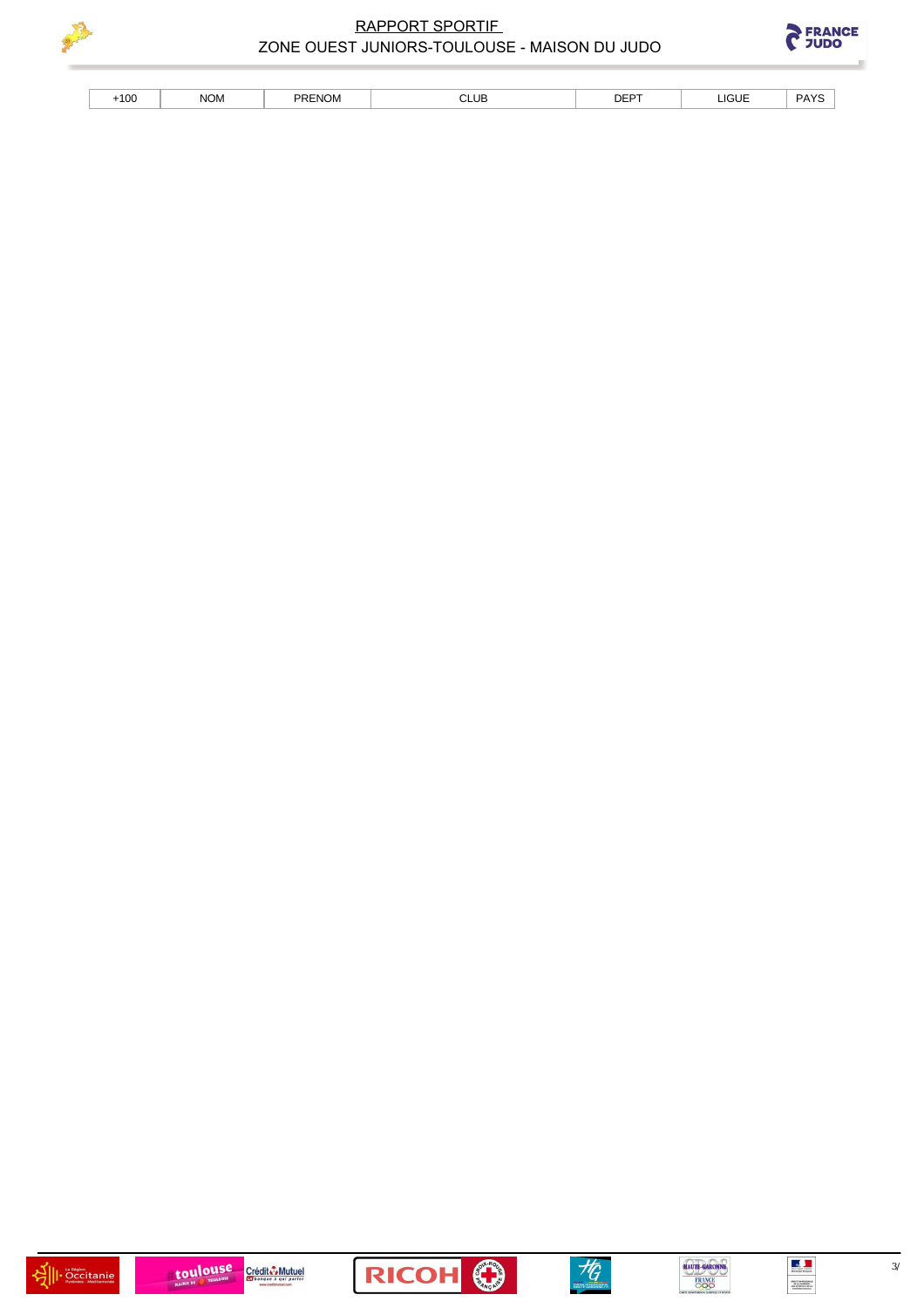| +100 | NOM | PRENOM | CLUB | DEPT | LIGUE | PAYS |
|---|---|---|---|---|---|---|